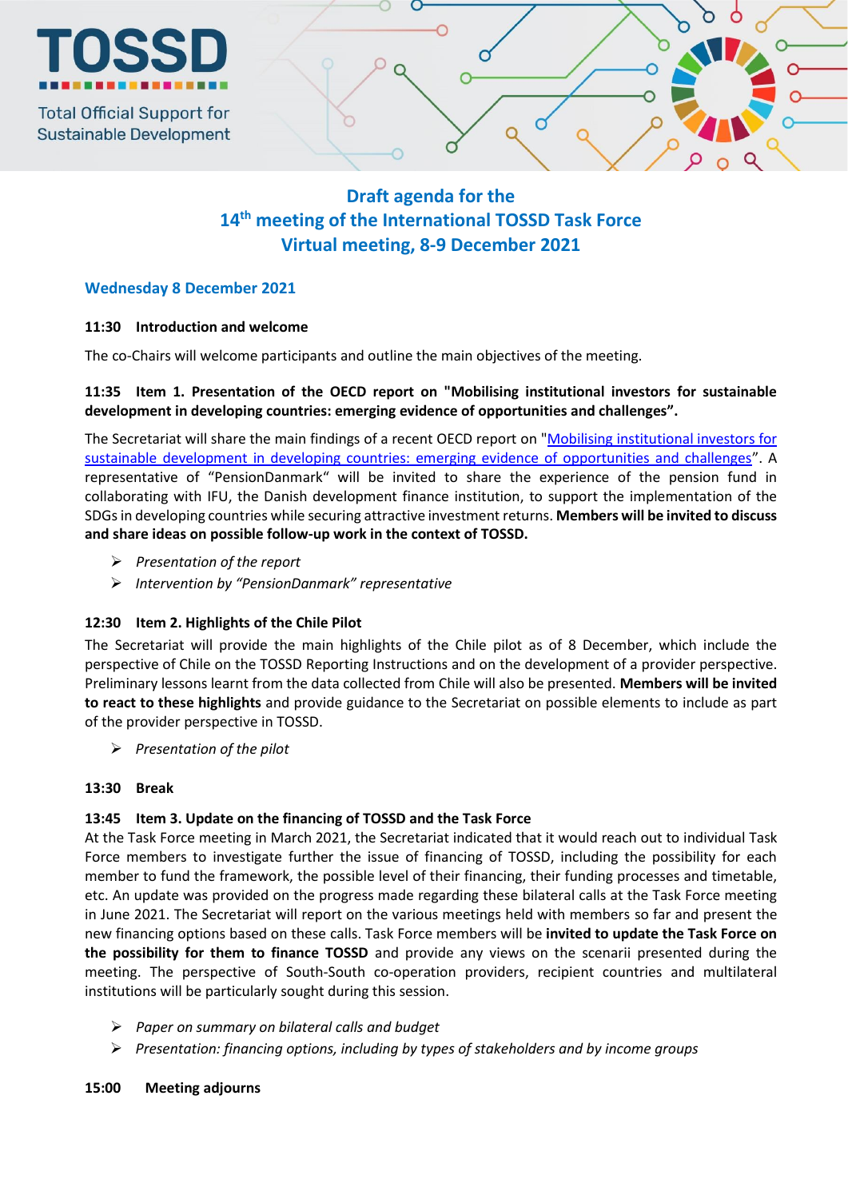TOSSD

Total Official Support for Sustainable Development

# Draft agenda for the 14th meeting of the International TOSSD Task Force Virtual meeting, 8-9 December 2021

## Wednesday 8 December 2021

### 11:30 Introduction and welcome

The co-Chairs will welcome participants and outline the main objectives of the meeting.

### 11:35 Item 1. Presentation of the OECD report on "Mobilising institutional investors for sustainable development in developing countries: emerging evidence of opportunities and challenges".

The Secretariat will share the main findings of a recent OECD report on "Mobilising institutional investors for sustainable development in developing countries: emerging evidence of opportunities and challenges". A representative of "PensionDanmark" will be invited to share the experience of the pension fund in collaborating with IFU, the Danish development finance institution, to support the implementation of the SDGs in developing countries while securing attractive investment returns. **Members will be invited to discuss and share ideas on possible follow-up work in the context of TOSSD.**

- *Presentation of the report*
- *Intervention by "PensionDanmark" representative*

### 12:30 Item 2. Highlights of the Chile Pilot

The Secretariat will provide the main highlights of the Chile pilot as of 8 December, which include the perspective of Chile on the TOSSD Reporting Instructions and on the development of a provider perspective. Preliminary lessons learnt from the data collected from Chile will also be presented. **Members will be invited to react to these highlights** and provide guidance to the Secretariat on possible elements to include as part of the provider perspective in TOSSD.

- *Presentation of the pilot*

### 13:30 Break

### 13:45 Item 3. Update on the financing of TOSSD and the Task Force

At the Task Force meeting in March 2021, the Secretariat indicated that it would reach out to individual Task Force members to investigate further the issue of financing of TOSSD, including the possibility for each member to fund the framework, the possible level of their financing, their funding processes and timetable, etc. An update was provided on the progress made regarding these bilateral calls at the Task Force meeting in June 2021. The Secretariat will report on the various meetings held with members so far and present the new financing options based on these calls. Task Force members will be **invited to update the Task Force on the possibility for them to finance TOSSD** and provide any views on the scenarii presented during the meeting. The perspective of South-South co-operation providers, recipient countries and multilateral institutions will be particularly sought during this session.

- *Paper on summary on bilateral calls and budget*
- *Presentation: financing options, including by types of stakeholders and by income groups*

### 15:00 Meeting adjourns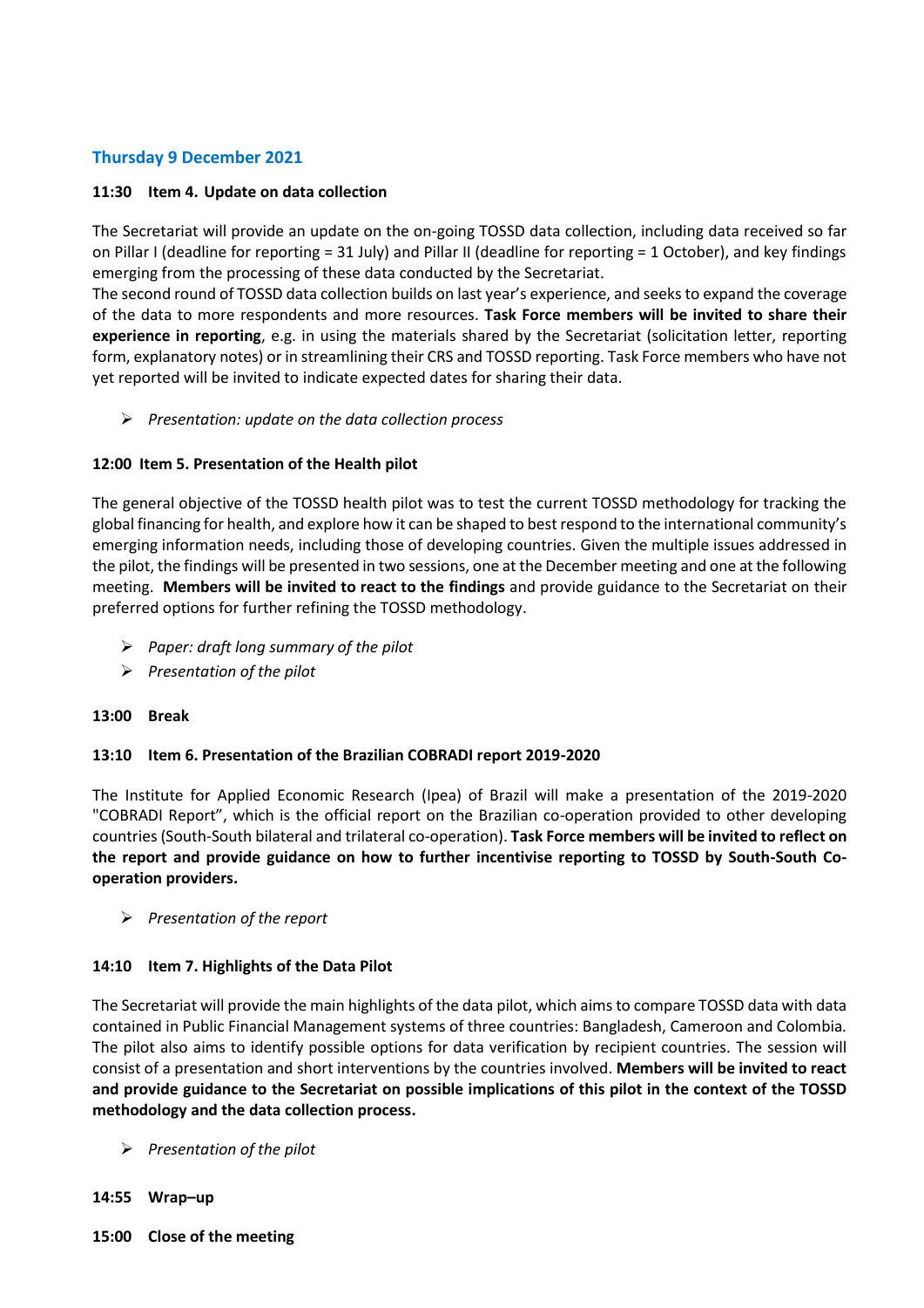## Thursday 9 December 2021

**11:30 Item 4. Update on data collection**

The Secretariat will provide an update on the on-going TOSSD data collection, including data received so far on Pillar I (deadline for reporting = 31 July) and Pillar II (deadline for reporting = 1 October), and key findings emerging from the processing of these data conducted by the Secretariat.
The second round of TOSSD data collection builds on last year's experience, and seeks to expand the coverage of the data to more respondents and more resources. **Task Force members will be invited to share their experience in reporting**, e.g. in using the materials shared by the Secretariat (solicitation letter, reporting form, explanatory notes) or in streamlining their CRS and TOSSD reporting. Task Force members who have not yet reported will be invited to indicate expected dates for sharing their data.

- *Presentation: update on the data collection process*

**12:00 Item 5. Presentation of the Health pilot**

The general objective of the TOSSD health pilot was to test the current TOSSD methodology for tracking the global financing for health, and explore how it can be shaped to best respond to the international community's emerging information needs, including those of developing countries. Given the multiple issues addressed in the pilot, the findings will be presented in two sessions, one at the December meeting and one at the following meeting. **Members will be invited to react to the findings** and provide guidance to the Secretariat on their preferred options for further refining the TOSSD methodology.

- *Paper: draft long summary of the pilot*
- *Presentation of the pilot*

**13:00 Break**

**13:10 Item 6. Presentation of the Brazilian COBRADI report 2019-2020**

The Institute for Applied Economic Research (Ipea) of Brazil will make a presentation of the 2019-2020 "COBRADI Report", which is the official report on the Brazilian co-operation provided to other developing countries (South-South bilateral and trilateral co-operation). **Task Force members will be invited to reflect on the report and provide guidance on how to further incentivise reporting to TOSSD by South-South Co-operation providers.**

- *Presentation of the report*

**14:10 Item 7. Highlights of the Data Pilot**

The Secretariat will provide the main highlights of the data pilot, which aims to compare TOSSD data with data contained in Public Financial Management systems of three countries: Bangladesh, Cameroon and Colombia. The pilot also aims to identify possible options for data verification by recipient countries. The session will consist of a presentation and short interventions by the countries involved. **Members will be invited to react and provide guidance to the Secretariat on possible implications of this pilot in the context of the TOSSD methodology and the data collection process.**

- *Presentation of the pilot*

**14:55 Wrap–up**

**15:00 Close of the meeting**